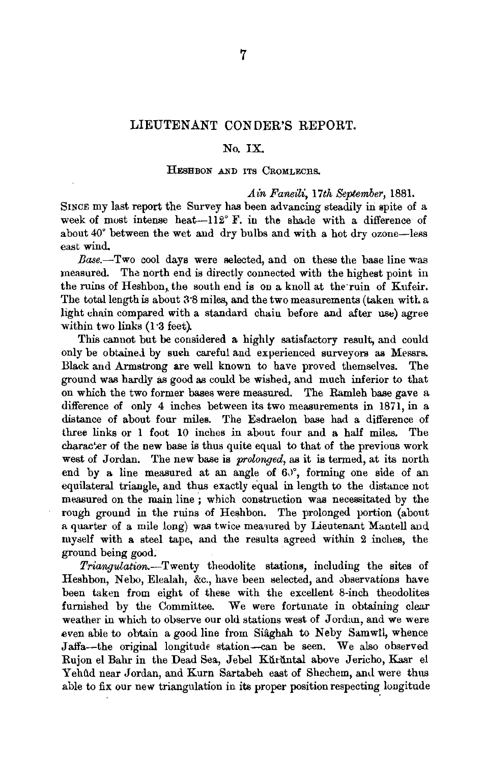# LIEUTENANT CONDER'S REPORT.

## No. IX.

### HESHBON AND ITS CROMLECHS.

*Ain Faneili, 17th September*, 1881.

SINCE my last report the Survey has been advancing steadily in spite of a week of most intense heat—112° F. in the shade with a difference of about 40° between the wet and dry bulbs and with a hot dry ozone—less east wind.

*Base.*—Two cool days were selected, and on these the base line was measured. The north end is directly connected with the highest point in the ruins of Heshbon, the south end is on a knoll at the ruin of Kufeir. The total length is about 3·8 miles, and the two measurements (taken with a light chain compared with a standard chain before and after use) agree within two links (1·3 feet).

This cannot but be considered a highly satisfactory result, and could only be obtained by such careful and experienced surveyors as Messrs. Black and Armstrong are well known to have proved themselves. The ground was hardly as good as could be wished, and much inferior to that on which the two former bases were measured. The Ramleh base gave a difference of only 4 inches between its two measurements in 1871, in a distance of about four miles. The Esdraelon base had a difference of three links or 1 foot 10 inches in about four and a half miles. The character of the new base is thus quite equal to that of the previous work west of Jordan. The new base is *prolonged*, as it is termed, at its north end by a line measured at an angle of 60°, forming one side of an equilateral triangle, and thus exactly equal in length to the distance not measured on the main line; which construction was necessitated by the rough ground in the ruins of Heshbon. The prolonged portion (about a quarter of a mile long) was twice measured by Lieutenant Mantell and myself with a steel tape, and the results agreed within 2 inches, the ground being good.

*Triangulation.*—Twenty theodolite stations, including the sites of Heshbon, Nebo, Elealah, &c., have been selected, and observations have been taken from eight of these with the excellent 8-inch theodolites furnished by the Committee. We were fortunate in obtaining clear weather in which to observe our old stations west of Jordan, and we were even able to obtain a good line from Siâghah to Neby Samwîl, whence Jaffa—the original longitude station—can be seen. We also observed Rujon el Bahr in the Dead Sea, Jebel Kŭrŭntal above Jericho, Kasr el Yehûd near Jordan, and Kurn Sartabeh east of Shechem, and were thus able to fix our new triangulation in its proper position respecting longitude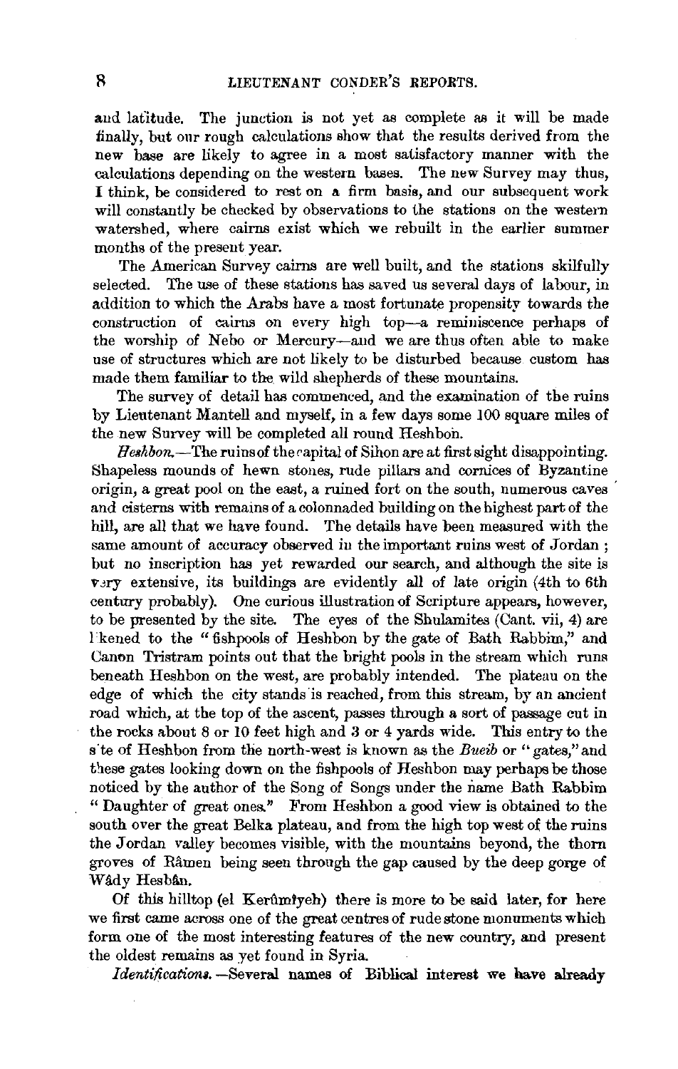and latitude. The junction is not yet as complete as it will be made finally, but our rough calculations show that the results derived from the new base are likely to agree in a most satisfactory manner with the calculations depending on the western bases. The new Survey may thus, I think, be considered to rest on a firm basis, and our subsequent work will constantly be checked by observations to the stations on the western watershed, where cairns exist which we rebuilt in the earlier summer months of the present year.

The American Survey cairns are well built, and the stations skilfully selected. The use of these stations has saved us several days of labour, in addition to which the Arabs have a most fortunate propensity towards the construction of cairns on every high top—a reminiscence perhaps of the worship of Nebo or Mercury—and we are thus often able to make use of structures which are not likely to be disturbed because custom has made them familiar to the wild shepherds of these mountains.

The survey of detail has commenced, and the examination of the ruins by Lieutenant Mantell and myself, in a few days some 100 square miles of the new Survey will be completed all round Heshbon.

*Heshbon.*—The ruins of the capital of Sihon are at first sight disappointing. Shapeless mounds of hewn stones, rude pillars and cornices of Byzantine origin, a great pool on the east, a ruined fort on the south, numerous caves and cisterns with remains of a colonnaded building on the highest part of the hill, are all that we have found. The details have been measured with the same amount of accuracy observed in the important ruins west of Jordan; but no inscription has yet rewarded our search, and although the site is very extensive, its buildings are evidently all of late origin (4th to 6th century probably). One curious illustration of Scripture appears, however, to be presented by the site. The eyes of the Shulamites (Cant. vii, 4) are likened to the "fishpools of Heshbon by the gate of Bath Rabbim," and Canon Tristram points out that the bright pools in the stream which runs beneath Heshbon on the west, are probably intended. The plateau on the edge of which the city stands is reached, from this stream, by an ancient road which, at the top of the ascent, passes through a sort of passage cut in the rocks about 8 or 10 feet high and 3 or 4 yards wide. This entry to the site of Heshbon from the north-west is known as the *Bueib* or "gates," and these gates looking down on the fishpools of Heshbon may perhaps be those noticed by the author of the Song of Songs under the name Bath Rabbim "Daughter of great ones." From Heshbon a good view is obtained to the south over the great Belka plateau, and from the high top west of the ruins the Jordan valley becomes visible, with the mountains beyond, the thorn groves of Râmeh being seen through the gap caused by the deep gorge of Wâdy Hesbân.

Of this hilltop (el Kerûmîyeh) there is more to be said later, for here we first came across one of the great centres of rude stone monuments which form one of the most interesting features of the new country, and present the oldest remains as yet found in Syria.

*Identifications.*—Several names of Biblical interest we have already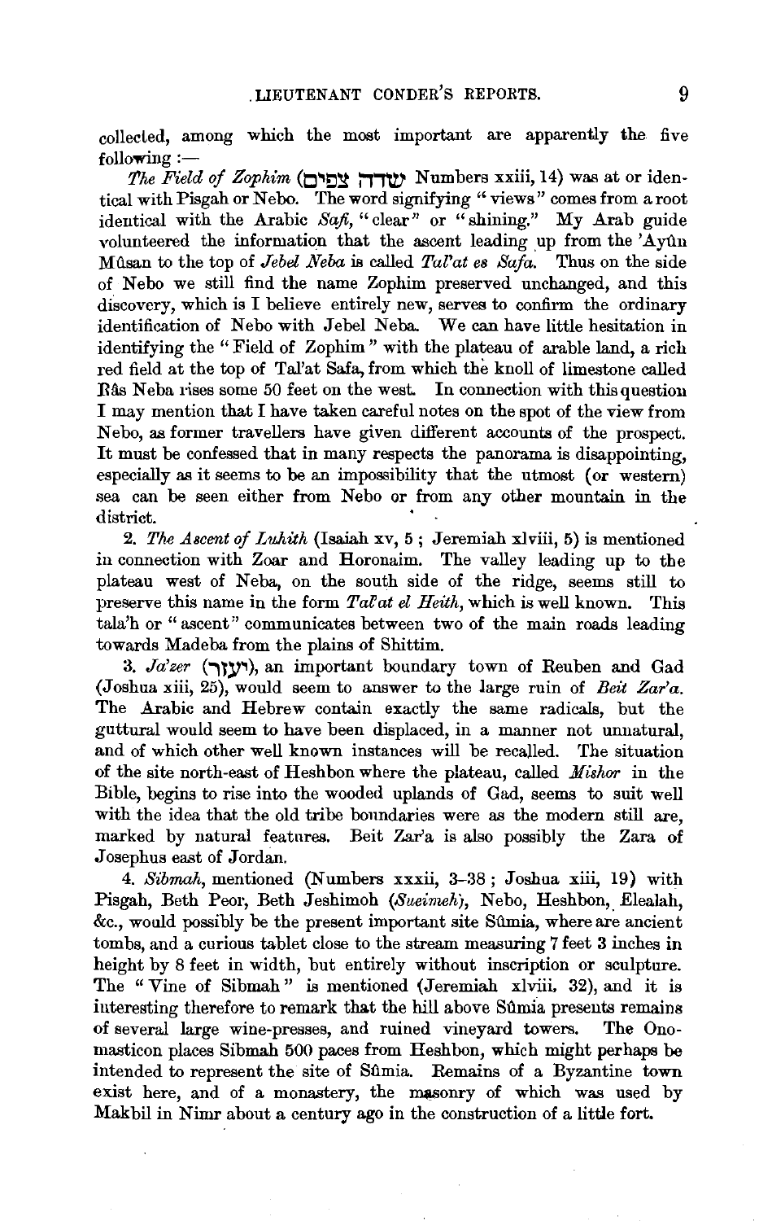collected, among which the most important are apparently the five following :—

*The Field of Zophim* (שדה צפים Numbers xxiii, 14) was at or identical with Pisgah or Nebo. The word signifying "views" comes from a root identical with the Arabic *Safi*, "clear" or "shining." My Arab guide volunteered the information that the ascent leading up from the 'Ayûn Mûsan to the top of *Jebel Neba* is called *Tal'at es Safa*. Thus on the side of Nebo we still find the name Zophim preserved unchanged, and this discovery, which is I believe entirely new, serves to confirm the ordinary identification of Nebo with Jebel Neba. We can have little hesitation in identifying the "Field of Zophim" with the plateau of arable land, a rich red field at the top of Tal'at Safa, from which the knoll of limestone called Râs Neba rises some 50 feet on the west. In connection with this question I may mention that I have taken careful notes on the spot of the view from Nebo, as former travellers have given different accounts of the prospect. It must be confessed that in many respects the panorama is disappointing, especially as it seems to be an impossibility that the utmost (or western) sea can be seen either from Nebo or from any other mountain in the district.

2. *The Ascent of Luhith* (Isaiah xv, 5 ; Jeremiah xlviii, 5) is mentioned in connection with Zoar and Horonaim. The valley leading up to the plateau west of Neba, on the south side of the ridge, seems still to preserve this name in the form *Tal'at el Heith*, which is well known. This tala'h or "ascent" communicates between two of the main roads leading towards Madeba from the plains of Shittim.

3. *Ja'zer* (יעזר), an important boundary town of Reuben and Gad (Joshua xiii, 25), would seem to answer to the large ruin of *Beit Zar'a*. The Arabic and Hebrew contain exactly the same radicals, but the guttural would seem to have been displaced, in a manner not unnatural, and of which other well known instances will be recalled. The situation of the site north-east of Heshbon where the plateau, called *Mishor* in the Bible, begins to rise into the wooded uplands of Gad, seems to suit well with the idea that the old tribe boundaries were as the modern still are, marked by natural features. Beit Zar'a is also possibly the Zara of Josephus east of Jordan.

4. *Sibmah*, mentioned (Numbers xxxii, 3–38 ; Joshua xiii, 19) with Pisgah, Beth Peor, Beth Jeshimoh (*Sueimeh*), Nebo, Heshbon, Elealah, &c., would possibly be the present important site Sûmia, where are ancient tombs, and a curious tablet close to the stream measuring 7 feet 3 inches in height by 8 feet in width, but entirely without inscription or sculpture. The "Vine of Sibmah" is mentioned (Jeremiah xlviii, 32), and it is interesting therefore to remark that the hill above Sûmia presents remains of several large wine-presses, and ruined vineyard towers. The Onomasticon places Sibmah 500 paces from Heshbon, which might perhaps be intended to represent the site of Sûmia. Remains of a Byzantine town exist here, and of a monastery, the masonry of which was used by Makbil in Nimr about a century ago in the construction of a little fort.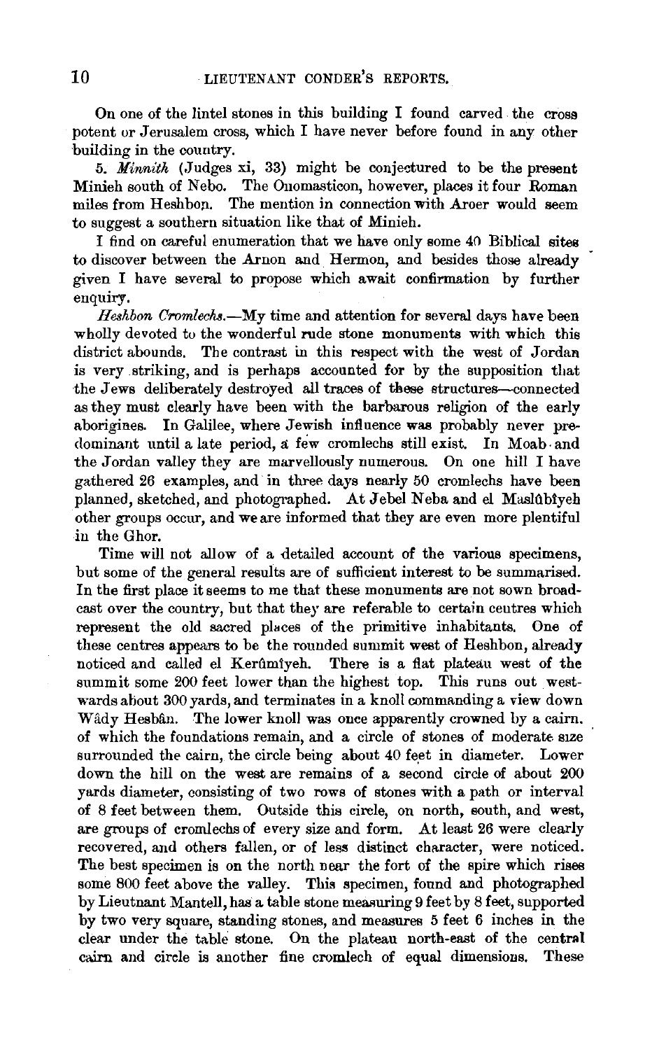On one of the lintel stones in this building I found carved the cross potent or Jerusalem cross, which I have never before found in any other building in the country.

5. *Minnith* (Judges xi, 33) might be conjectured to be the present Minieh south of Nebo. The Onomasticon, however, places it four Roman miles from Heshbon. The mention in connection with Aroer would seem to suggest a southern situation like that of Minieh.

I find on careful enumeration that we have only some 40 Biblical sites to discover between the Arnon and Hermon, and besides those already given I have several to propose which await confirmation by further enquiry.

*Heshbon Cromlechs.*—My time and attention for several days have been wholly devoted to the wonderful rude stone monuments with which this district abounds. The contrast in this respect with the west of Jordan is very striking, and is perhaps accounted for by the supposition that the Jews deliberately destroyed all traces of these structures—connected as they must clearly have been with the barbarous religion of the early aborigines. In Galilee, where Jewish influence was probably never predominant until a late period, a few cromlechs still exist. In Moab and the Jordan valley they are marvellously numerous. On one hill I have gathered 26 examples, and in three days nearly 50 cromlechs have been planned, sketched, and photographed. At Jebel Neba and el Maslûbîyeh other groups occur, and we are informed that they are even more plentiful in the Ghor.

Time will not allow of a detailed account of the various specimens, but some of the general results are of sufficient interest to be summarised. In the first place it seems to me that these monuments are not sown broadcast over the country, but that they are referable to certain centres which represent the old sacred places of the primitive inhabitants. One of these centres appears to be the rounded summit west of Heshbon, already noticed and called el Kerûmîyeh. There is a flat plateau west of the summit some 200 feet lower than the highest top. This runs out westwards about 300 yards, and terminates in a knoll commanding a view down Wâdy Hesbân. The lower knoll was once apparently crowned by a cairn, of which the foundations remain, and a circle of stones of moderate size surrounded the cairn, the circle being about 40 feet in diameter. Lower down the hill on the west are remains of a second circle of about 200 yards diameter, consisting of two rows of stones with a path or interval of 8 feet between them. Outside this circle, on north, south, and west, are groups of cromlechs of every size and form. At least 26 were clearly recovered, and others fallen, or of less distinct character, were noticed. The best specimen is on the north near the fort of the spire which rises some 800 feet above the valley. This specimen, found and photographed by Lieutnant Mantell, has a table stone measuring 9 feet by 8 feet, supported by two very square, standing stones, and measures 5 feet 6 inches in the clear under the table stone. On the plateau north-east of the central cairn and circle is another fine cromlech of equal dimensions. These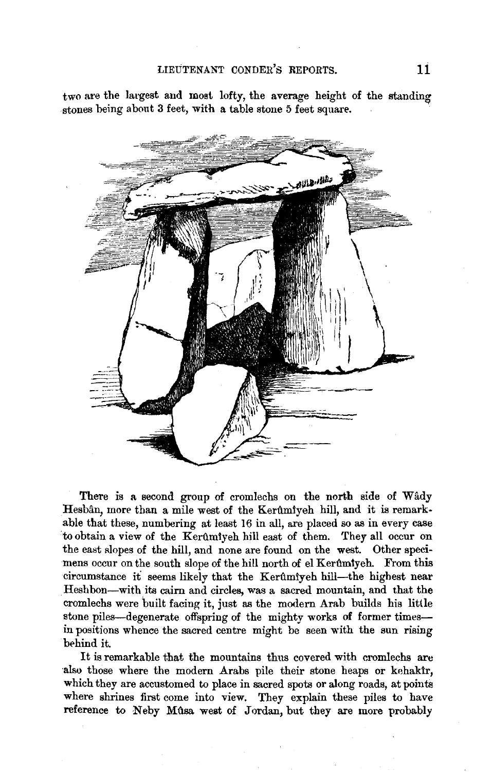two are the largest and most lofty, the average height of the standing stones being about 3 feet, with a table stone 5 feet square.

There is a second group of cromlechs on the north side of Wâdy Hesbân, more than a mile west of the Kerûmîyeh hill, and it is remarkable that these, numbering at least 16 in all, are placed so as in every case to obtain a view of the Kerûmîyeh hill east of them. They all occur on the east slopes of the hill, and none are found on the west. Other specimens occur on the south slope of the hill north of el Kerûmîyeh. From this circumstance it seems likely that the Kerûmîyeh hill—the highest near Heshbon—with its cairn and circles, was a sacred mountain, and that the cromlechs were built facing it, just as the modern Arab builds his little stone piles—degenerate offspring of the mighty works of former times—in positions whence the sacred centre might be seen with the sun rising behind it.

It is remarkable that the mountains thus covered with cromlechs are also those where the modern Arabs pile their stone heaps or kehakîr, which they are accustomed to place in sacred spots or along roads, at points where shrines first come into view. They explain these piles to have reference to Neby Mûsa west of Jordan, but they are more probably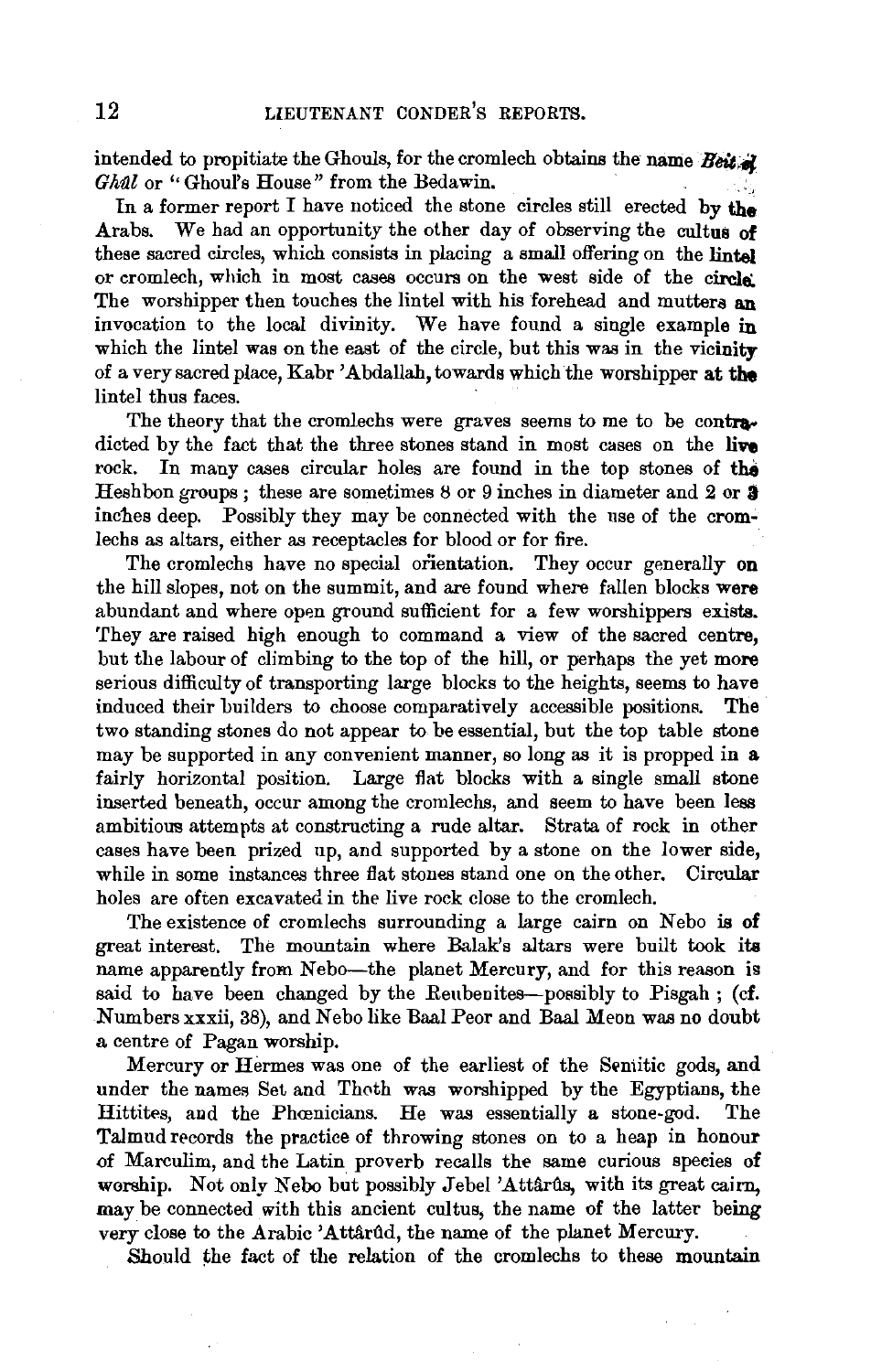intended to propitiate the Ghouls, for the cromlech obtains the name *Beit el Ghûl* or "Ghoul's House" from the Bedawin.

In a former report I have noticed the stone circles still erected by the Arabs. We had an opportunity the other day of observing the cultus of these sacred circles, which consists in placing a small offering on the lintel or cromlech, which in most cases occurs on the west side of the circle. The worshipper then touches the lintel with his forehead and mutters an invocation to the local divinity. We have found a single example in which the lintel was on the east of the circle, but this was in the vicinity of a very sacred place, Kabr 'Abdallah, towards which the worshipper at the lintel thus faces.

The theory that the cromlechs were graves seems to me to be contradicted by the fact that the three stones stand in most cases on the live rock. In many cases circular holes are found in the top stones of the Heshbon groups; these are sometimes 8 or 9 inches in diameter and 2 or 3 inches deep. Possibly they may be connected with the use of the cromlechs as altars, either as receptacles for blood or for fire.

The cromlechs have no special orientation. They occur generally on the hill slopes, not on the summit, and are found where fallen blocks were abundant and where open ground sufficient for a few worshippers exists. They are raised high enough to command a view of the sacred centre, but the labour of climbing to the top of the hill, or perhaps the yet more serious difficulty of transporting large blocks to the heights, seems to have induced their builders to choose comparatively accessible positions. The two standing stones do not appear to be essential, but the top table stone may be supported in any convenient manner, so long as it is propped in a fairly horizontal position. Large flat blocks with a single small stone inserted beneath, occur among the cromlechs, and seem to have been less ambitious attempts at constructing a rude altar. Strata of rock in other cases have been prized up, and supported by a stone on the lower side, while in some instances three flat stones stand one on the other. Circular holes are often excavated in the live rock close to the cromlech.

The existence of cromlechs surrounding a large cairn on Nebo is of great interest. The mountain where Balak's altars were built took its name apparently from Nebo—the planet Mercury, and for this reason is said to have been changed by the Reubenites—possibly to Pisgah; (cf. Numbers xxxii, 38), and Nebo like Baal Peor and Baal Meon was no doubt a centre of Pagan worship.

Mercury or Hermes was one of the earliest of the Semitic gods, and under the names Set and Thoth was worshipped by the Egyptians, the Hittites, and the Phœnicians. He was essentially a stone-god. The Talmud records the practice of throwing stones on to a heap in honour of Marculim, and the Latin proverb recalls the same curious species of worship. Not only Nebo but possibly Jebel 'Attârûs, with its great cairn, may be connected with this ancient cultus, the name of the latter being very close to the Arabic 'Attârûd, the name of the planet Mercury.

Should the fact of the relation of the cromlechs to these mountain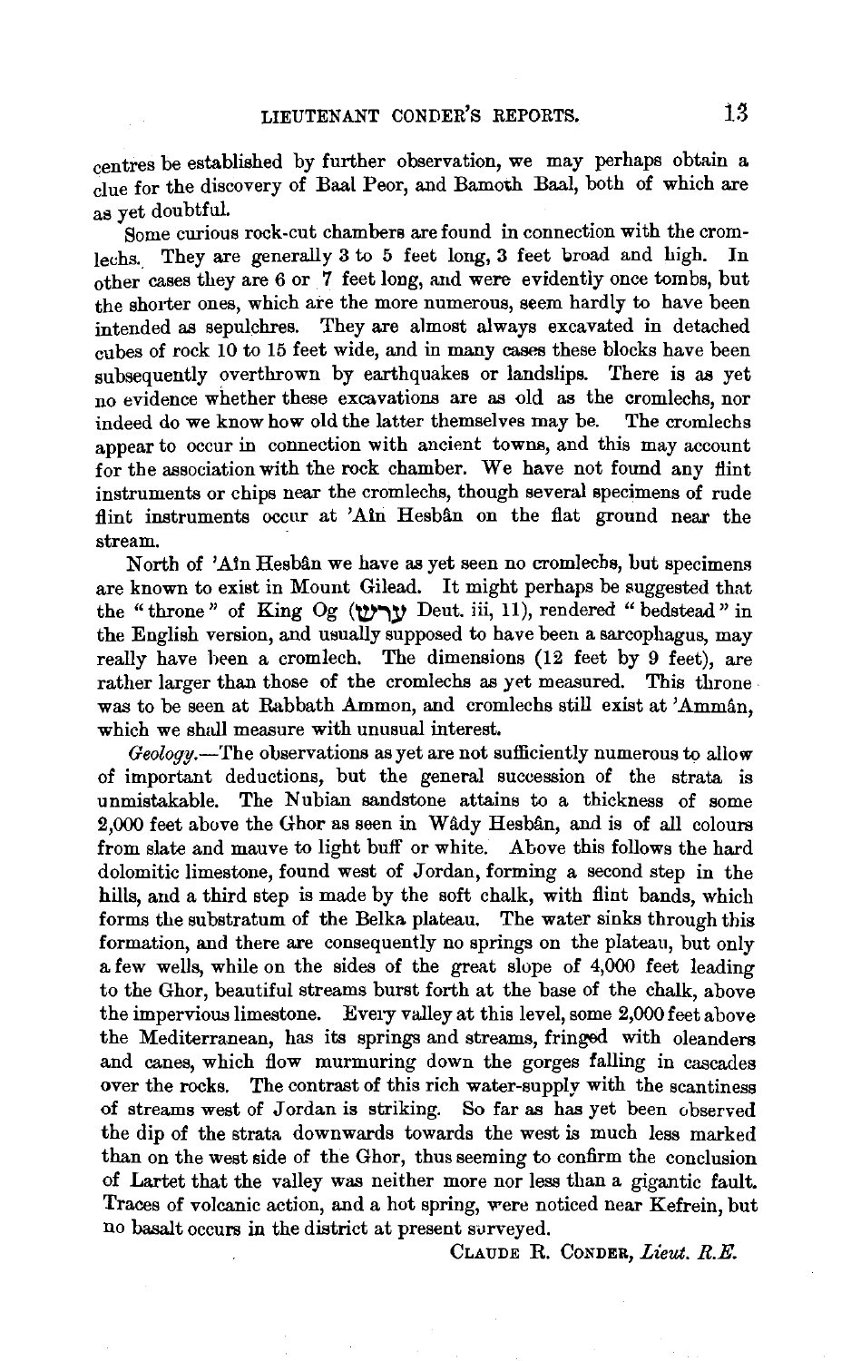centres be established by further observation, we may perhaps obtain a clue for the discovery of Baal Peor, and Bamoth Baal, both of which are as yet doubtful.

Some curious rock-cut chambers are found in connection with the cromlechs. They are generally 3 to 5 feet long, 3 feet broad and high. In other cases they are 6 or 7 feet long, and were evidently once tombs, but the shorter ones, which are the more numerous, seem hardly to have been intended as sepulchres. They are almost always excavated in detached cubes of rock 10 to 15 feet wide, and in many cases these blocks have been subsequently overthrown by earthquakes or landslips. There is as yet no evidence whether these excavations are as old as the cromlechs, nor indeed do we know how old the latter themselves may be. The cromlechs appear to occur in connection with ancient towns, and this may account for the association with the rock chamber. We have not found any flint instruments or chips near the cromlechs, though several specimens of rude flint instruments occur at 'Aîn Hesbân on the flat ground near the stream.

North of 'Aîn Hesbân we have as yet seen no cromlechs, but specimens are known to exist in Mount Gilead. It might perhaps be suggested that the "throne" of King Og (ערש Deut. iii, 11), rendered "bedstead" in the English version, and usually supposed to have been a sarcophagus, may really have been a cromlech. The dimensions (12 feet by 9 feet), are rather larger than those of the cromlechs as yet measured. This throne was to be seen at Rabbath Ammon, and cromlechs still exist at 'Ammân, which we shall measure with unusual interest.

*Geology.*—The observations as yet are not sufficiently numerous to allow of important deductions, but the general succession of the strata is unmistakable. The Nubian sandstone attains to a thickness of some 2,000 feet above the Ghor as seen in Wâdy Hesbân, and is of all colours from slate and mauve to light buff or white. Above this follows the hard dolomitic limestone, found west of Jordan, forming a second step in the hills, and a third step is made by the soft chalk, with flint bands, which forms the substratum of the Belka plateau. The water sinks through this formation, and there are consequently no springs on the plateau, but only a few wells, while on the sides of the great slope of 4,000 feet leading to the Ghor, beautiful streams burst forth at the base of the chalk, above the impervious limestone. Every valley at this level, some 2,000 feet above the Mediterranean, has its springs and streams, fringed with oleanders and canes, which flow murmuring down the gorges falling in cascades over the rocks. The contrast of this rich water-supply with the scantiness of streams west of Jordan is striking. So far as has yet been observed the dip of the strata downwards towards the west is much less marked than on the west side of the Ghor, thus seeming to confirm the conclusion of Lartet that the valley was neither more nor less than a gigantic fault. Traces of volcanic action, and a hot spring, were noticed near Kefrein, but no basalt occurs in the district at present surveyed.

CLAUDE R. CONDER, *Lieut. R.E.*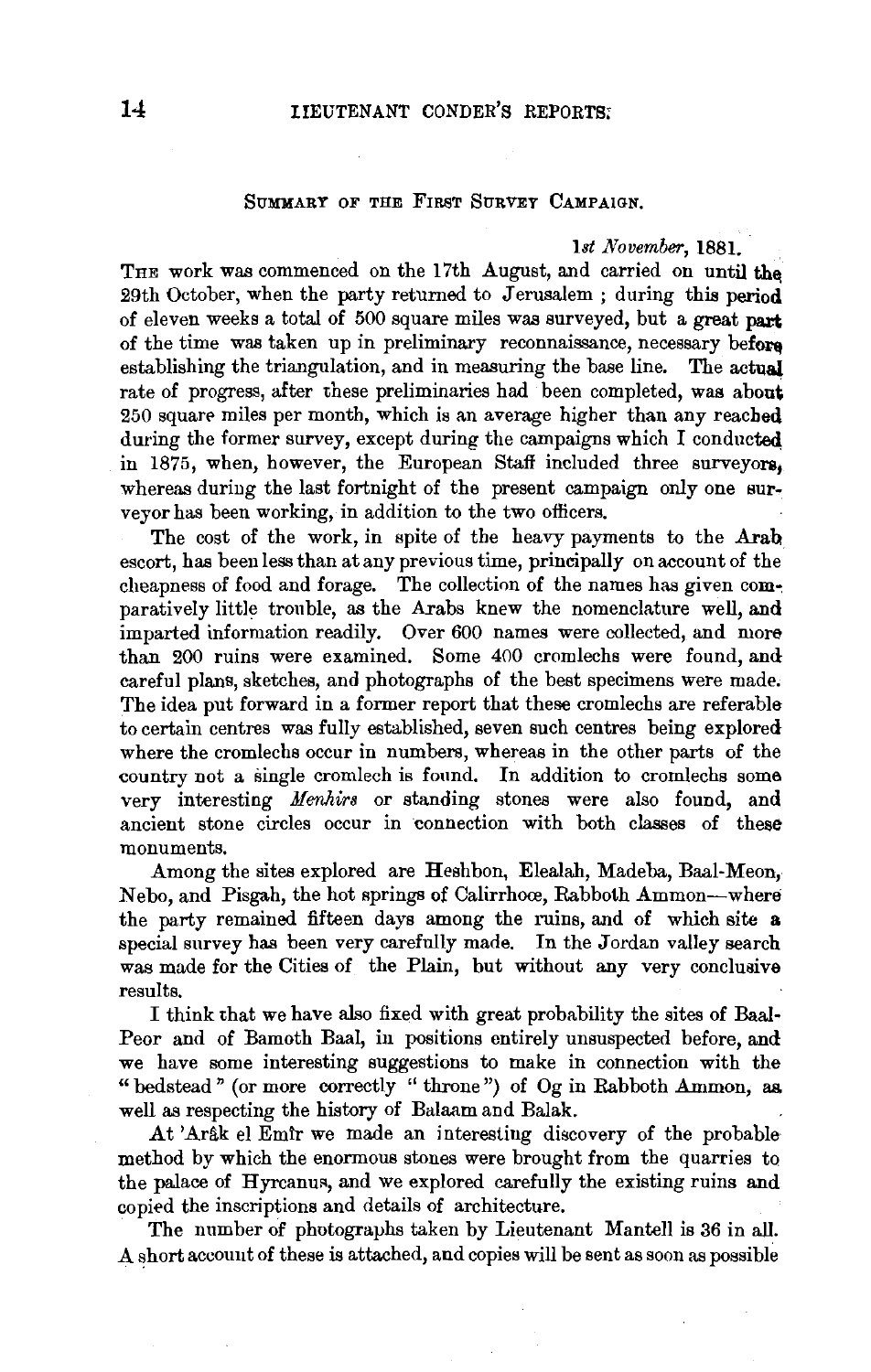## Summary of the First Survey Campaign.

*1st November*, 1881.

The work was commenced on the 17th August, and carried on until the 29th October, when the party returned to Jerusalem ; during this period of eleven weeks a total of 500 square miles was surveyed, but a great part of the time was taken up in preliminary reconnaissance, necessary before establishing the triangulation, and in measuring the base line. The actual rate of progress, after these preliminaries had been completed, was about 250 square miles per month, which is an average higher than any reached during the former survey, except during the campaigns which I conducted in 1875, when, however, the European Staff included three surveyors, whereas during the last fortnight of the present campaign only one surveyor has been working, in addition to the two officers.

The cost of the work, in spite of the heavy payments to the Arab escort, has been less than at any previous time, principally on account of the cheapness of food and forage. The collection of the names has given comparatively little trouble, as the Arabs knew the nomenclature well, and imparted information readily. Over 600 names were collected, and more than 200 ruins were examined. Some 400 cromlechs were found, and careful plans, sketches, and photographs of the best specimens were made. The idea put forward in a former report that these cromlechs are referable to certain centres was fully established, seven such centres being explored where the cromlechs occur in numbers, whereas in the other parts of the country not a single cromlech is found. In addition to cromlechs some very interesting *Menhirs* or standing stones were also found, and ancient stone circles occur in connection with both classes of these monuments.

Among the sites explored are Heshbon, Elealah, Madeba, Baal-Meon, Nebo, and Pisgah, the hot springs of Calirrhoe, Rabboth Ammon—where the party remained fifteen days among the ruins, and of which site a special survey has been very carefully made. In the Jordan valley search was made for the Cities of the Plain, but without any very conclusive results.

I think that we have also fixed with great probability the sites of Baal-Peor and of Bamoth Baal, in positions entirely unsuspected before, and we have some interesting suggestions to make in connection with the "bedstead" (or more correctly "throne") of Og in Rabboth Ammon, as well as respecting the history of Balaam and Balak.

At 'Arâk el Emîr we made an interesting discovery of the probable method by which the enormous stones were brought from the quarries to the palace of Hyrcanus, and we explored carefully the existing ruins and copied the inscriptions and details of architecture.

The number of photographs taken by Lieutenant Mantell is 36 in all. A short account of these is attached, and copies will be sent as soon as possible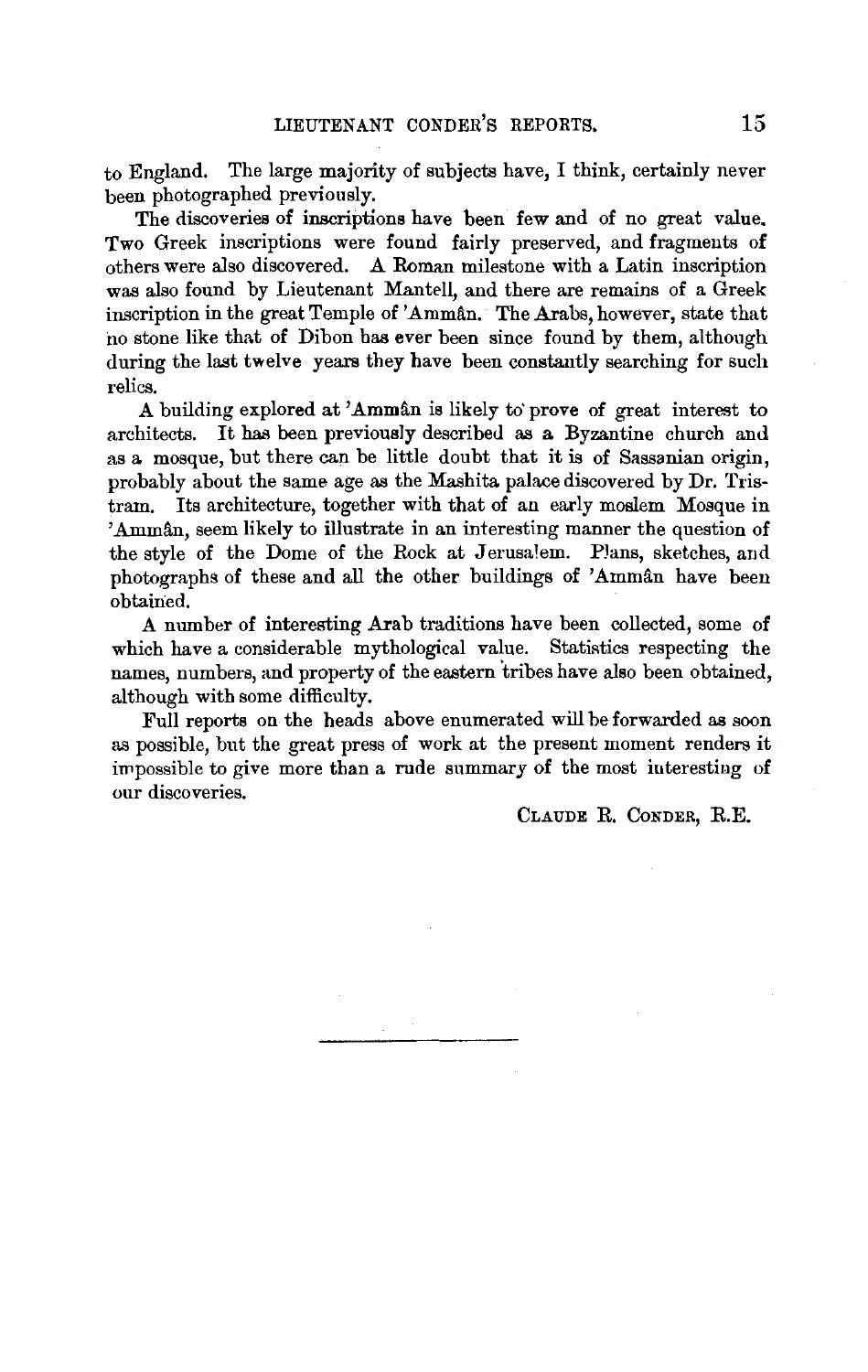to England. The large majority of subjects have, I think, certainly never been photographed previously.

The discoveries of inscriptions have been few and of no great value. Two Greek inscriptions were found fairly preserved, and fragments of others were also discovered. A Roman milestone with a Latin inscription was also found by Lieutenant Mantell, and there are remains of a Greek inscription in the great Temple of 'Ammân. The Arabs, however, state that no stone like that of Dibon has ever been since found by them, although during the last twelve years they have been constantly searching for such relics.

A building explored at 'Ammân is likely to prove of great interest to architects. It has been previously described as a Byzantine church and as a mosque, but there can be little doubt that it is of Sassanian origin, probably about the same age as the Mashita palace discovered by Dr. Tristram. Its architecture, together with that of an early moslem Mosque in 'Ammân, seem likely to illustrate in an interesting manner the question of the style of the Dome of the Rock at Jerusalem. Plans, sketches, and photographs of these and all the other buildings of 'Ammân have been obtained.

A number of interesting Arab traditions have been collected, some of which have a considerable mythological value. Statistics respecting the names, numbers, and property of the eastern tribes have also been obtained, although with some difficulty.

Full reports on the heads above enumerated will be forwarded as soon as possible, but the great press of work at the present moment renders it impossible to give more than a rude summary of the most interesting of our discoveries.

CLAUDE R. CONDER, R.E.